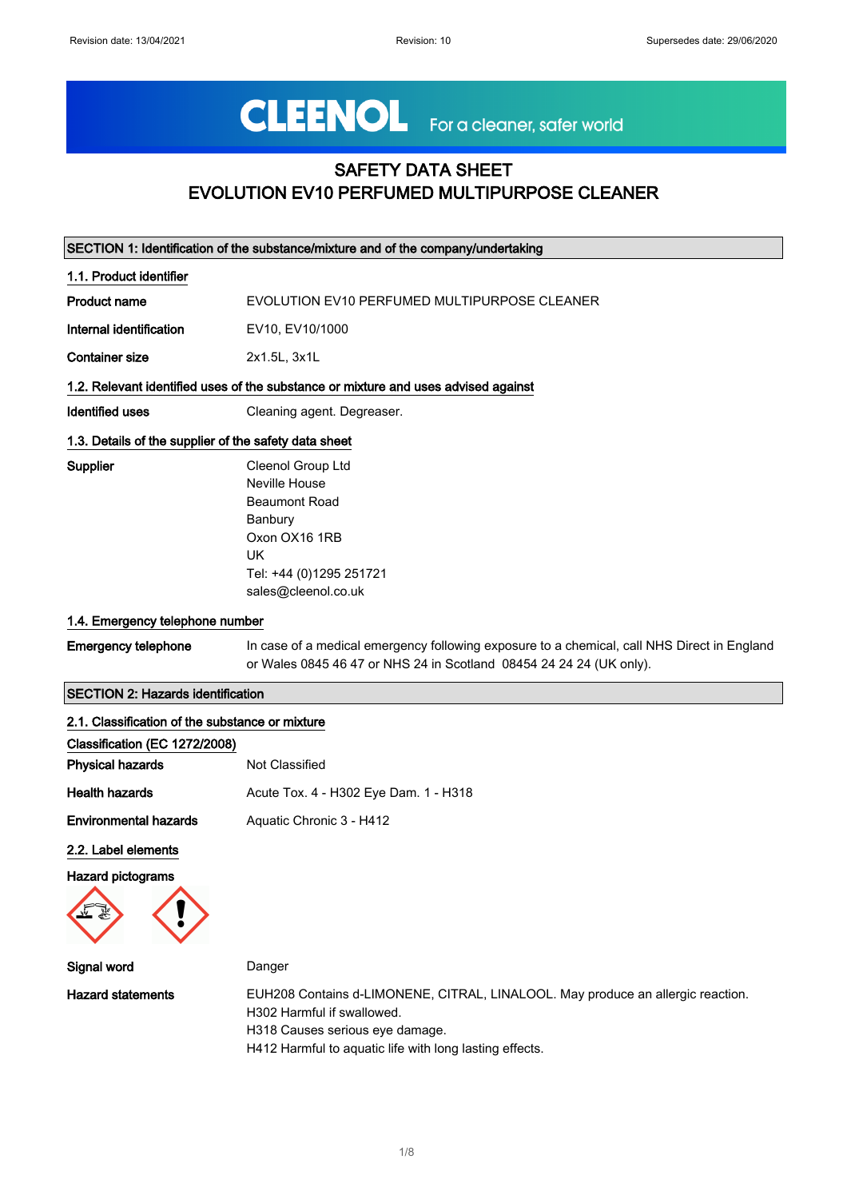# SAFETY DATA SHEET
# EVOLUTION EV10 PERFUMED MULTIPURPOSE CLEANER

## SECTION 1: Identification of the substance/mixture and of the company/undertaking

### 1.1. Product identifier

| | |
|---|---|
| **Product name** | EVOLUTION EV10 PERFUMED MULTIPURPOSE CLEANER |
| **Internal identification** | EV10, EV10/1000 |
| **Container size** | 2x1.5L, 3x1L |

### 1.2. Relevant identified uses of the substance or mixture and uses advised against

| | |
|---|---|
| **Identified uses** | Cleaning agent. Degreaser. |

### 1.3. Details of the supplier of the safety data sheet

**Supplier**

Cleenol Group Ltd
Neville House
Beaumont Road
Banbury
Oxon OX16 1RB
UK
Tel: +44 (0)1295 251721
sales@cleenol.co.uk

### 1.4. Emergency telephone number

**Emergency telephone**

In case of a medical emergency following exposure to a chemical, call NHS Direct in England or Wales 0845 46 47 or NHS 24 in Scotland 08454 24 24 24 (UK only).

## SECTION 2: Hazards identification

### 2.1. Classification of the substance or mixture

**Classification (EC 1272/2008)**

| | |
|---|---|
| **Physical hazards** | Not Classified |
| **Health hazards** | Acute Tox. 4 - H302 Eye Dam. 1 - H318 |
| **Environmental hazards** | Aquatic Chronic 3 - H412 |

### 2.2. Label elements

**Hazard pictograms**

**Signal word** Danger

**Hazard statements**

EUH208 Contains d-LIMONENE, CITRAL, LINALOOL. May produce an allergic reaction.
H302 Harmful if swallowed.
H318 Causes serious eye damage.
H412 Harmful to aquatic life with long lasting effects.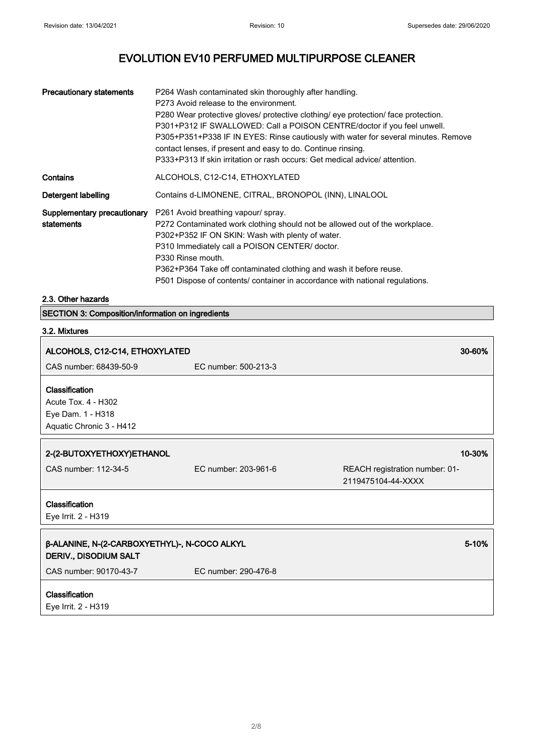| | |
|---|---|
| **Precautionary statements** | P264 Wash contaminated skin thoroughly after handling.<br>P273 Avoid release to the environment.<br>P280 Wear protective gloves/ protective clothing/ eye protection/ face protection.<br>P301+P312 IF SWALLOWED: Call a POISON CENTRE/doctor if you feel unwell.<br>P305+P351+P338 IF IN EYES: Rinse cautiously with water for several minutes. Remove contact lenses, if present and easy to do. Continue rinsing.<br>P333+P313 If skin irritation or rash occurs: Get medical advice/ attention. |
| **Contains** | ALCOHOLS, C12-C14, ETHOXYLATED |
| **Detergent labelling** | Contains d-LIMONENE, CITRAL, BRONOPOL (INN), LINALOOL |
| **Supplementary precautionary statements** | P261 Avoid breathing vapour/ spray.<br>P272 Contaminated work clothing should not be allowed out of the workplace.<br>P302+P352 IF ON SKIN: Wash with plenty of water.<br>P310 Immediately call a POISON CENTER/ doctor.<br>P330 Rinse mouth.<br>P362+P364 Take off contaminated clothing and wash it before reuse.<br>P501 Dispose of contents/ container in accordance with national regulations. |

### 2.3. Other hazards

## SECTION 3: Composition/information on ingredients

### 3.2. Mixtures

**ALCOHOLS, C12-C14, ETHOXYLATED** — 30-60%

CAS number: 68439-50-9 EC number: 500-213-3

**Classification**
Acute Tox. 4 - H302
Eye Dam. 1 - H318
Aquatic Chronic 3 - H412

**2-(2-BUTOXYETHOXY)ETHANOL** — 10-30%

CAS number: 112-34-5 EC number: 203-961-6 REACH registration number: 01-2119475104-44-XXXX

**Classification**
Eye Irrit. 2 - H319

**β-ALANINE, N-(2-CARBOXYETHYL)-, N-COCO ALKYL DERIV., DISODIUM SALT** — 5-10%

CAS number: 90170-43-7 EC number: 290-476-8

**Classification**
Eye Irrit. 2 - H319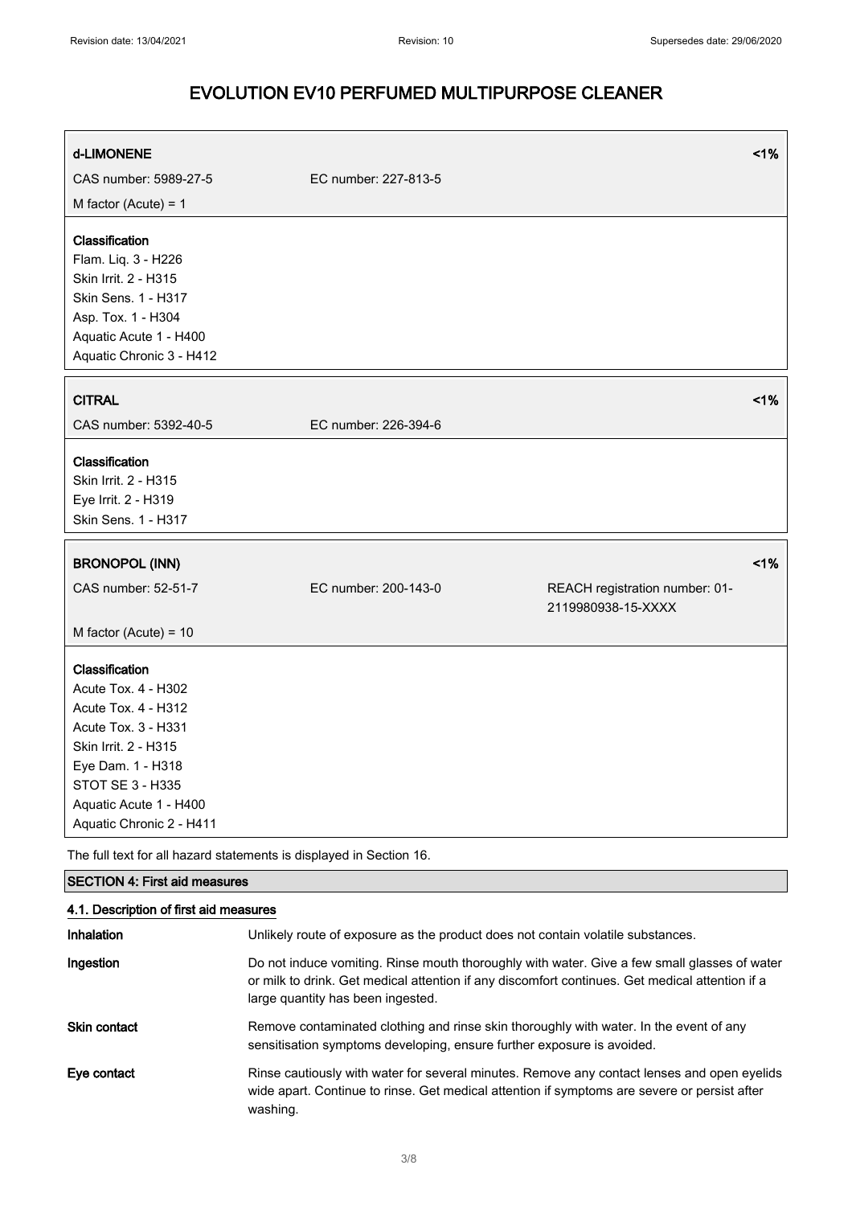| **d-LIMONENE** | | <1% |
|---|---|---|
| CAS number: 5989-27-5 | EC number: 227-813-5 | |
| M factor (Acute) = 1 | | |

**Classification**
Flam. Liq. 3 - H226
Skin Irrit. 2 - H315
Skin Sens. 1 - H317
Asp. Tox. 1 - H304
Aquatic Acute 1 - H400
Aquatic Chronic 3 - H412

| **CITRAL** | | <1% |
|---|---|---|
| CAS number: 5392-40-5 | EC number: 226-394-6 | |

**Classification**
Skin Irrit. 2 - H315
Eye Irrit. 2 - H319
Skin Sens. 1 - H317

| **BRONOPOL (INN)** | | <1% |
|---|---|---|
| CAS number: 52-51-7 | EC number: 200-143-0 | REACH registration number: 01-2119980938-15-XXXX |
| M factor (Acute) = 10 | | |

**Classification**
Acute Tox. 4 - H302
Acute Tox. 4 - H312
Acute Tox. 3 - H331
Skin Irrit. 2 - H315
Eye Dam. 1 - H318
STOT SE 3 - H335
Aquatic Acute 1 - H400
Aquatic Chronic 2 - H411

The full text for all hazard statements is displayed in Section 16.

## SECTION 4: First aid measures

### 4.1. Description of first aid measures

| | |
|---|---|
| **Inhalation** | Unlikely route of exposure as the product does not contain volatile substances. |
| **Ingestion** | Do not induce vomiting. Rinse mouth thoroughly with water. Give a few small glasses of water or milk to drink. Get medical attention if any discomfort continues. Get medical attention if a large quantity has been ingested. |
| **Skin contact** | Remove contaminated clothing and rinse skin thoroughly with water. In the event of any sensitisation symptoms developing, ensure further exposure is avoided. |
| **Eye contact** | Rinse cautiously with water for several minutes. Remove any contact lenses and open eyelids wide apart. Continue to rinse. Get medical attention if symptoms are severe or persist after washing. |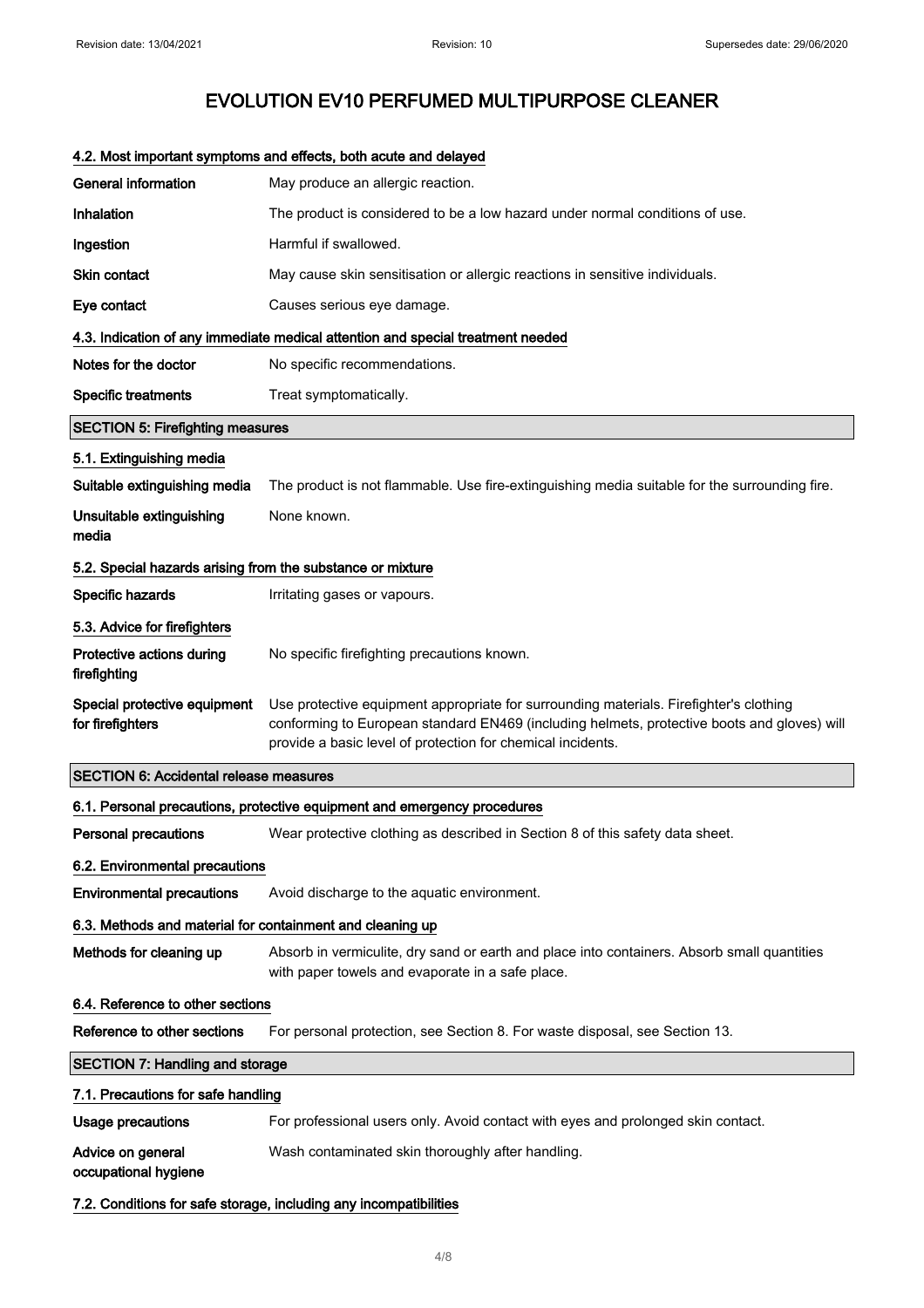# EVOLUTION EV10 PERFUMED MULTIPURPOSE CLEANER

### 4.2. Most important symptoms and effects, both acute and delayed

| | |
|---|---|
| **General information** | May produce an allergic reaction. |
| **Inhalation** | The product is considered to be a low hazard under normal conditions of use. |
| **Ingestion** | Harmful if swallowed. |
| **Skin contact** | May cause skin sensitisation or allergic reactions in sensitive individuals. |
| **Eye contact** | Causes serious eye damage. |

### 4.3. Indication of any immediate medical attention and special treatment needed

| | |
|---|---|
| **Notes for the doctor** | No specific recommendations. |
| **Specific treatments** | Treat symptomatically. |

## SECTION 5: Firefighting measures

### 5.1. Extinguishing media

| | |
|---|---|
| **Suitable extinguishing media** | The product is not flammable. Use fire-extinguishing media suitable for the surrounding fire. |
| **Unsuitable extinguishing media** | None known. |

### 5.2. Special hazards arising from the substance or mixture

| | |
|---|---|
| **Specific hazards** | Irritating gases or vapours. |

### 5.3. Advice for firefighters

| | |
|---|---|
| **Protective actions during firefighting** | No specific firefighting precautions known. |
| **Special protective equipment for firefighters** | Use protective equipment appropriate for surrounding materials. Firefighter's clothing conforming to European standard EN469 (including helmets, protective boots and gloves) will provide a basic level of protection for chemical incidents. |

## SECTION 6: Accidental release measures

### 6.1. Personal precautions, protective equipment and emergency procedures

| | |
|---|---|
| **Personal precautions** | Wear protective clothing as described in Section 8 of this safety data sheet. |

### 6.2. Environmental precautions

| | |
|---|---|
| **Environmental precautions** | Avoid discharge to the aquatic environment. |

### 6.3. Methods and material for containment and cleaning up

| | |
|---|---|
| **Methods for cleaning up** | Absorb in vermiculite, dry sand or earth and place into containers. Absorb small quantities with paper towels and evaporate in a safe place. |

### 6.4. Reference to other sections

| | |
|---|---|
| **Reference to other sections** | For personal protection, see Section 8. For waste disposal, see Section 13. |

## SECTION 7: Handling and storage

### 7.1. Precautions for safe handling

| | |
|---|---|
| **Usage precautions** | For professional users only. Avoid contact with eyes and prolonged skin contact. |
| **Advice on general occupational hygiene** | Wash contaminated skin thoroughly after handling. |

### 7.2. Conditions for safe storage, including any incompatibilities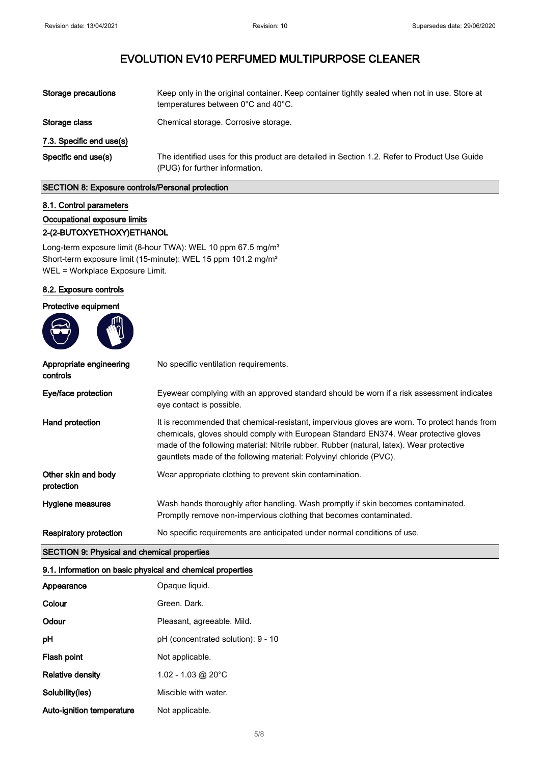# EVOLUTION EV10 PERFUMED MULTIPURPOSE CLEANER

| | |
|---|---|
| **Storage precautions** | Keep only in the original container. Keep container tightly sealed when not in use. Store at temperatures between 0°C and 40°C. |
| **Storage class** | Chemical storage. Corrosive storage. |

### 7.3. Specific end use(s)

| | |
|---|---|
| **Specific end use(s)** | The identified uses for this product are detailed in Section 1.2. Refer to Product Use Guide (PUG) for further information. |

## SECTION 8: Exposure controls/Personal protection

### 8.1. Control parameters

**Occupational exposure limits**

**2-(2-BUTOXYETHOXY)ETHANOL**

Long-term exposure limit (8-hour TWA): WEL 10 ppm 67.5 mg/m³
Short-term exposure limit (15-minute): WEL 15 ppm 101.2 mg/m³
WEL = Workplace Exposure Limit.

### 8.2. Exposure controls

**Protective equipment**

| | |
|---|---|
| **Appropriate engineering controls** | No specific ventilation requirements. |
| **Eye/face protection** | Eyewear complying with an approved standard should be worn if a risk assessment indicates eye contact is possible. |
| **Hand protection** | It is recommended that chemical-resistant, impervious gloves are worn. To protect hands from chemicals, gloves should comply with European Standard EN374. Wear protective gloves made of the following material: Nitrile rubber. Rubber (natural, latex). Wear protective gauntlets made of the following material: Polyvinyl chloride (PVC). |
| **Other skin and body protection** | Wear appropriate clothing to prevent skin contamination. |
| **Hygiene measures** | Wash hands thoroughly after handling. Wash promptly if skin becomes contaminated. Promptly remove non-impervious clothing that becomes contaminated. |
| **Respiratory protection** | No specific requirements are anticipated under normal conditions of use. |

## SECTION 9: Physical and chemical properties

### 9.1. Information on basic physical and chemical properties

| | |
|---|---|
| **Appearance** | Opaque liquid. |
| **Colour** | Green. Dark. |
| **Odour** | Pleasant, agreeable. Mild. |
| **pH** | pH (concentrated solution): 9 - 10 |
| **Flash point** | Not applicable. |
| **Relative density** | 1.02 - 1.03 @ 20°C |
| **Solubility(ies)** | Miscible with water. |
| **Auto-ignition temperature** | Not applicable. |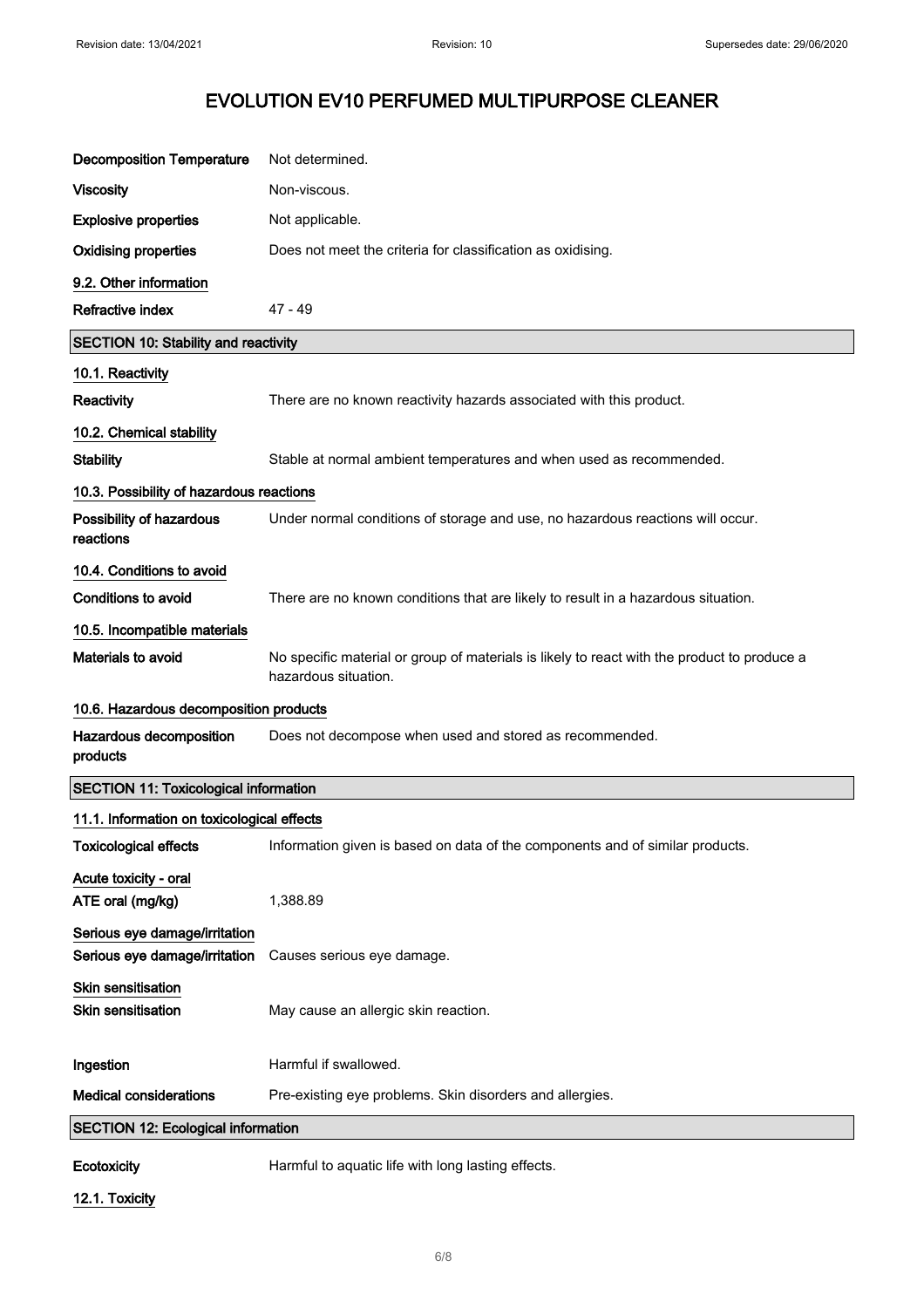# EVOLUTION EV10 PERFUMED MULTIPURPOSE CLEANER

| | |
|---|---|
| **Decomposition Temperature** | Not determined. |
| **Viscosity** | Non-viscous. |
| **Explosive properties** | Not applicable. |
| **Oxidising properties** | Does not meet the criteria for classification as oxidising. |

**9.2. Other information**

| | |
|---|---|
| **Refractive index** | 47 - 49 |

## SECTION 10: Stability and reactivity

**10.1. Reactivity**

**Reactivity** There are no known reactivity hazards associated with this product.

**10.2. Chemical stability**

**Stability** Stable at normal ambient temperatures and when used as recommended.

**10.3. Possibility of hazardous reactions**

**Possibility of hazardous reactions** Under normal conditions of storage and use, no hazardous reactions will occur.

**10.4. Conditions to avoid**

**Conditions to avoid** There are no known conditions that are likely to result in a hazardous situation.

**10.5. Incompatible materials**

**Materials to avoid** No specific material or group of materials is likely to react with the product to produce a hazardous situation.

**10.6. Hazardous decomposition products**

**Hazardous decomposition products** Does not decompose when used and stored as recommended.

## SECTION 11: Toxicological information

**11.1. Information on toxicological effects**

**Toxicological effects** Information given is based on data of the components and of similar products.

**Acute toxicity - oral**

**ATE oral (mg/kg)** 1,388.89

**Serious eye damage/irritation**

**Serious eye damage/irritation** Causes serious eye damage.

**Skin sensitisation**

**Skin sensitisation** May cause an allergic skin reaction.

**Ingestion** Harmful if swallowed.

**Medical considerations** Pre-existing eye problems. Skin disorders and allergies.

## SECTION 12: Ecological information

**Ecotoxicity** Harmful to aquatic life with long lasting effects.

**12.1. Toxicity**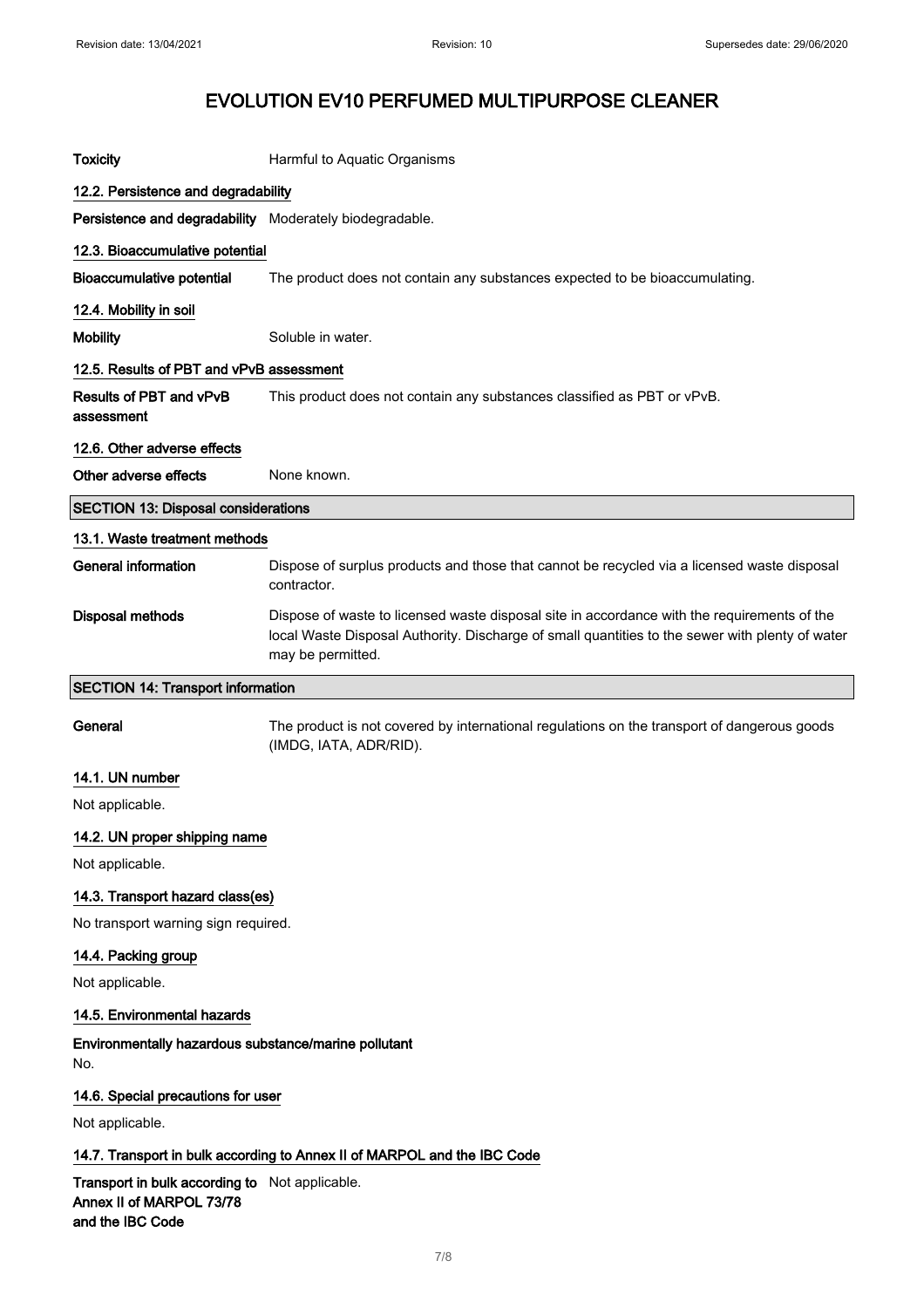**Toxicity** Harmful to Aquatic Organisms

### 12.2. Persistence and degradability

**Persistence and degradability** Moderately biodegradable.

### 12.3. Bioaccumulative potential

**Bioaccumulative potential** The product does not contain any substances expected to be bioaccumulating.

### 12.4. Mobility in soil

**Mobility** Soluble in water.

### 12.5. Results of PBT and vPvB assessment

**Results of PBT and vPvB assessment** This product does not contain any substances classified as PBT or vPvB.

### 12.6. Other adverse effects

**Other adverse effects** None known.

## SECTION 13: Disposal considerations

### 13.1. Waste treatment methods

**General information** Dispose of surplus products and those that cannot be recycled via a licensed waste disposal contractor.

**Disposal methods** Dispose of waste to licensed waste disposal site in accordance with the requirements of the local Waste Disposal Authority. Discharge of small quantities to the sewer with plenty of water may be permitted.

## SECTION 14: Transport information

**General** The product is not covered by international regulations on the transport of dangerous goods (IMDG, IATA, ADR/RID).

### 14.1. UN number

Not applicable.

### 14.2. UN proper shipping name

Not applicable.

### 14.3. Transport hazard class(es)

No transport warning sign required.

### 14.4. Packing group

Not applicable.

### 14.5. Environmental hazards

**Environmentally hazardous substance/marine pollutant**

No.

### 14.6. Special precautions for user

Not applicable.

### 14.7. Transport in bulk according to Annex II of MARPOL and the IBC Code

**Transport in bulk according to Annex II of MARPOL 73/78 and the IBC Code** Not applicable.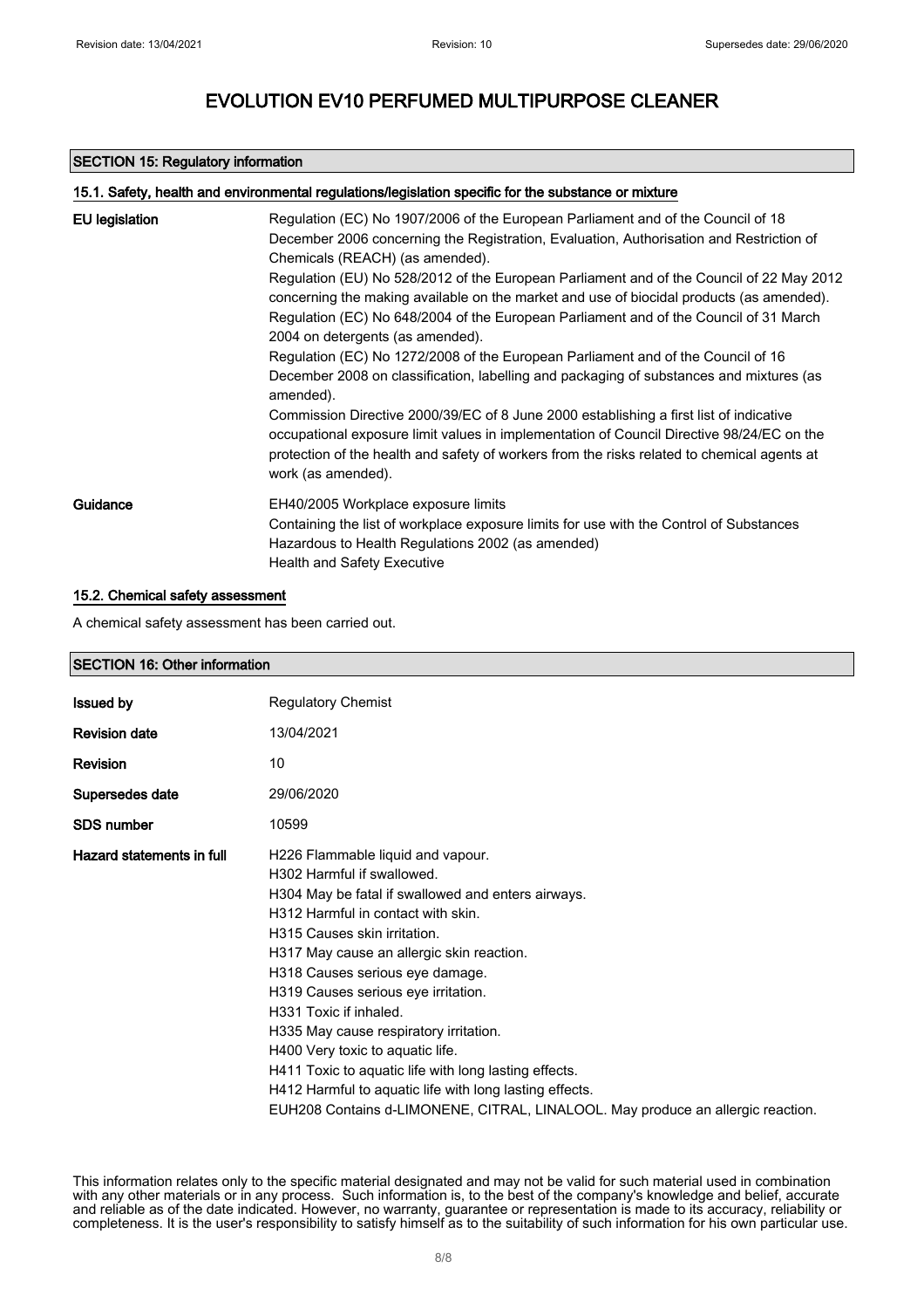# EVOLUTION EV10 PERFUMED MULTIPURPOSE CLEANER

## SECTION 15: Regulatory information

### 15.1. Safety, health and environmental regulations/legislation specific for the substance or mixture

| | |
|---|---|
| **EU legislation** | Regulation (EC) No 1907/2006 of the European Parliament and of the Council of 18 December 2006 concerning the Registration, Evaluation, Authorisation and Restriction of Chemicals (REACH) (as amended).<br>Regulation (EU) No 528/2012 of the European Parliament and of the Council of 22 May 2012 concerning the making available on the market and use of biocidal products (as amended).<br>Regulation (EC) No 648/2004 of the European Parliament and of the Council of 31 March 2004 on detergents (as amended).<br>Regulation (EC) No 1272/2008 of the European Parliament and of the Council of 16 December 2008 on classification, labelling and packaging of substances and mixtures (as amended).<br>Commission Directive 2000/39/EC of 8 June 2000 establishing a first list of indicative occupational exposure limit values in implementation of Council Directive 98/24/EC on the protection of the health and safety of workers from the risks related to chemical agents at work (as amended). |
| **Guidance** | EH40/2005 Workplace exposure limits<br>Containing the list of workplace exposure limits for use with the Control of Substances Hazardous to Health Regulations 2002 (as amended)<br>Health and Safety Executive |

### 15.2. Chemical safety assessment

A chemical safety assessment has been carried out.

## SECTION 16: Other information

| | |
|---|---|
| **Issued by** | Regulatory Chemist |
| **Revision date** | 13/04/2021 |
| **Revision** | 10 |
| **Supersedes date** | 29/06/2020 |
| **SDS number** | 10599 |
| **Hazard statements in full** | H226 Flammable liquid and vapour.<br>H302 Harmful if swallowed.<br>H304 May be fatal if swallowed and enters airways.<br>H312 Harmful in contact with skin.<br>H315 Causes skin irritation.<br>H317 May cause an allergic skin reaction.<br>H318 Causes serious eye damage.<br>H319 Causes serious eye irritation.<br>H331 Toxic if inhaled.<br>H335 May cause respiratory irritation.<br>H400 Very toxic to aquatic life.<br>H411 Toxic to aquatic life with long lasting effects.<br>H412 Harmful to aquatic life with long lasting effects.<br>EUH208 Contains d-LIMONENE, CITRAL, LINALOOL. May produce an allergic reaction. |

This information relates only to the specific material designated and may not be valid for such material used in combination with any other materials or in any process. Such information is, to the best of the company's knowledge and belief, accurate and reliable as of the date indicated. However, no warranty, guarantee or representation is made to its accuracy, reliability or completeness. It is the user's responsibility to satisfy himself as to the suitability of such information for his own particular use.